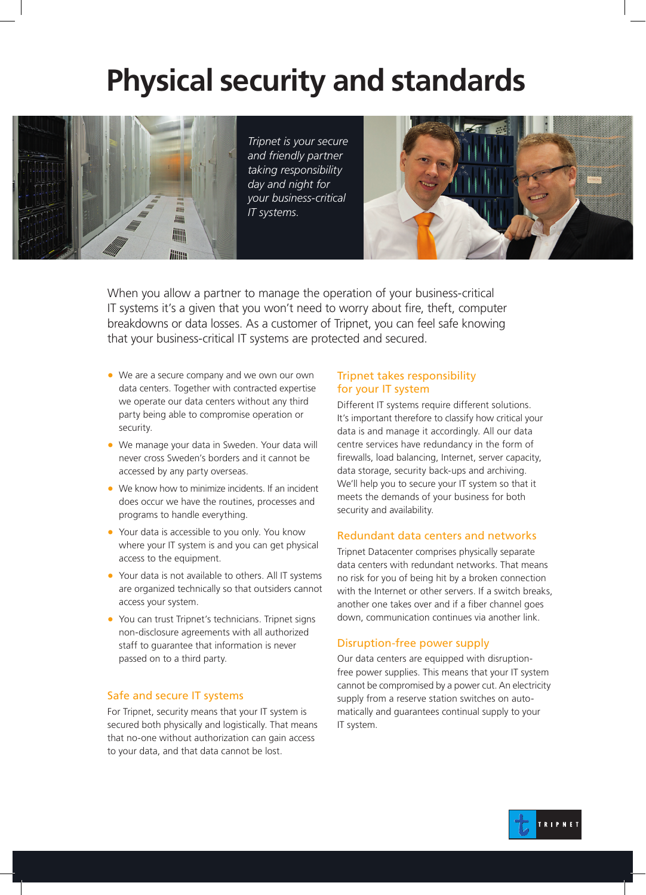# Physical security and standards

*Tripnet is your secure and friendly partner taking responsibility day and night for your business-critical IT systems.*

When you allow a partner to manage the operation of your business-critical IT systems it's a given that you won't need to worry about fire, theft, computer breakdowns or data losses. As a customer of Tripnet, you can feel safe knowing that your business-critical IT systems are protected and secured.

- We are a secure company and we own our own data centers. Together with contracted expertise we operate our data centers without any third party being able to compromise operation or security.
- We manage your data in Sweden. Your data will never cross Sweden's borders and it cannot be accessed by any party overseas.
- We know how to minimize incidents. If an incident does occur we have the routines, processes and programs to handle everything.
- Your data is accessible to you only. You know where your IT system is and you can get physical access to the equipment.
- Your data is not available to others. All IT systems are organized technically so that outsiders cannot access your system.
- You can trust Tripnet's technicians. Tripnet signs non-disclosure agreements with all authorized staff to guarantee that information is never passed on to a third party.

## Safe and secure IT systems

For Tripnet, security means that your IT system is secured both physically and logistically. That means that no-one without authorization can gain access to your data, and that data cannot be lost.

## Tripnet takes responsibility for your IT system

Different IT systems require different solutions. It's important therefore to classify how critical your data is and manage it accordingly. All our data centre services have redundancy in the form of firewalls, load balancing, Internet, server capacity, data storage, security back-ups and archiving. We'll help you to secure your IT system so that it meets the demands of your business for both security and availability.

## Redundant data centers and networks

Tripnet Datacenter comprises physically separate data centers with redundant networks. That means no risk for you of being hit by a broken connection with the Internet or other servers. If a switch breaks, another one takes over and if a fiber channel goes down, communication continues via another link.

## Disruption-free power supply

Our data centers are equipped with disruption-free power supplies. This means that your IT system cannot be compromised by a power cut. An electricity supply from a reserve station switches on automatically and guarantees continual supply to your IT system.

TRIPNET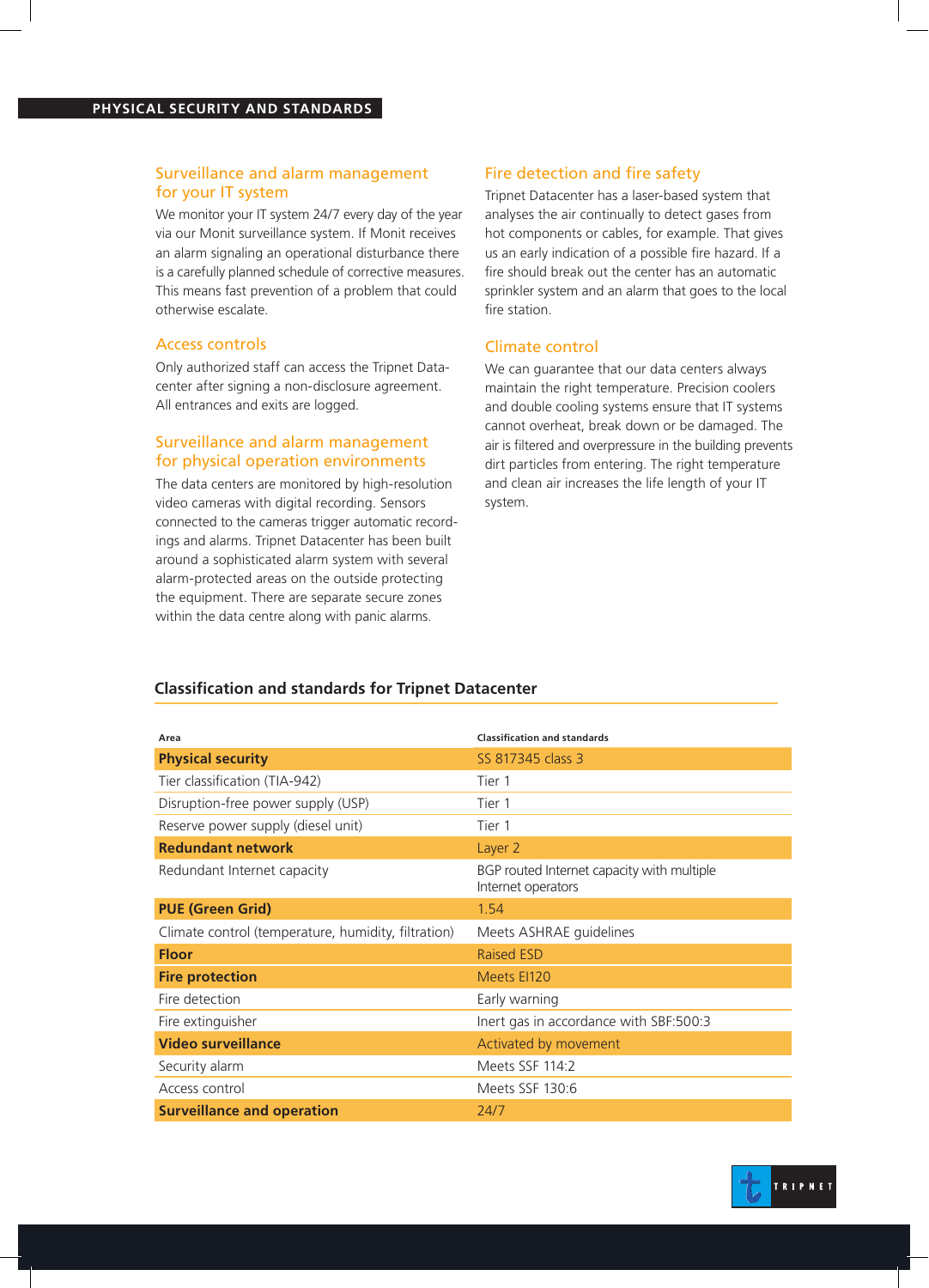## PHYSICAL SECURITY AND STANDARDS

### Surveillance and alarm management for your IT system

We monitor your IT system 24/7 every day of the year via our Monit surveillance system. If Monit receives an alarm signaling an operational disturbance there is a carefully planned schedule of corrective measures. This means fast prevention of a problem that could otherwise escalate.

### Access controls

Only authorized staff can access the Tripnet Datacenter after signing a non-disclosure agreement. All entrances and exits are logged.

### Surveillance and alarm management for physical operation environments

The data centers are monitored by high-resolution video cameras with digital recording. Sensors connected to the cameras trigger automatic recordings and alarms. Tripnet Datacenter has been built around a sophisticated alarm system with several alarm-protected areas on the outside protecting the equipment. There are separate secure zones within the data centre along with panic alarms.

### Fire detection and fire safety

Tripnet Datacenter has a laser-based system that analyses the air continually to detect gases from hot components or cables, for example. That gives us an early indication of a possible fire hazard. If a fire should break out the center has an automatic sprinkler system and an alarm that goes to the local fire station.

### Climate control

We can guarantee that our data centers always maintain the right temperature. Precision coolers and double cooling systems ensure that IT systems cannot overheat, break down or be damaged. The air is filtered and overpressure in the building prevents dirt particles from entering. The right temperature and clean air increases the life length of your IT system.

### Classification and standards for Tripnet Datacenter

| Area | Classification and standards |
|---|---|
| **Physical security** | SS 817345 class 3 |
| Tier classification (TIA-942) | Tier 1 |
| Disruption-free power supply (USP) | Tier 1 |
| Reserve power supply (diesel unit) | Tier 1 |
| **Redundant network** | Layer 2 |
| Redundant Internet capacity | BGP routed Internet capacity with multiple Internet operators |
| **PUE (Green Grid)** | 1.54 |
| Climate control (temperature, humidity, filtration) | Meets ASHRAE guidelines |
| **Floor** | Raised ESD |
| **Fire protection** | Meets EI120 |
| Fire detection | Early warning |
| Fire extinguisher | Inert gas in accordance with SBF:500:3 |
| **Video surveillance** | Activated by movement |
| Security alarm | Meets SSF 114:2 |
| Access control | Meets SSF 130:6 |
| **Surveillance and operation** | 24/7 |

TRIPNET